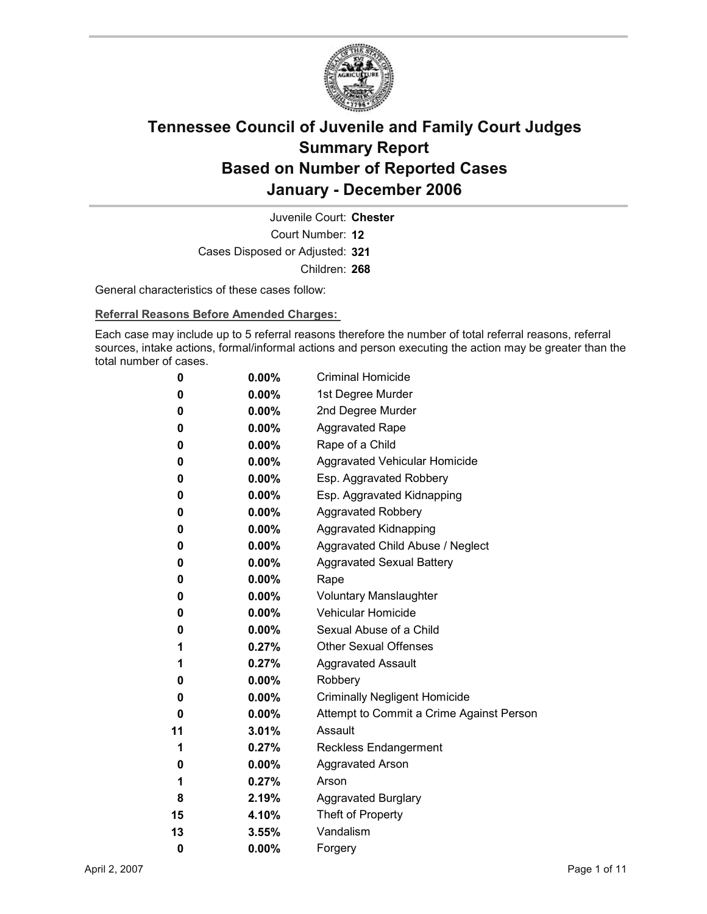# Tennessee Council of Juvenile and Family Court Judges
# Summary Report
# Based on Number of Reported Cases
# January - December 2006

Juvenile Court: **Chester**
Court Number: **12**
Cases Disposed or Adjusted: **321**
Children: **268**

General characteristics of these cases follow:

**Referral Reasons Before Amended Charges:**

Each case may include up to 5 referral reasons therefore the number of total referral reasons, referral sources, intake actions, formal/informal actions and person executing the action may be greater than the total number of cases.

| | | |
|---|---|---|
| 0 | 0.00% | Criminal Homicide |
| 0 | 0.00% | 1st Degree Murder |
| 0 | 0.00% | 2nd Degree Murder |
| 0 | 0.00% | Aggravated Rape |
| 0 | 0.00% | Rape of a Child |
| 0 | 0.00% | Aggravated Vehicular Homicide |
| 0 | 0.00% | Esp. Aggravated Robbery |
| 0 | 0.00% | Esp. Aggravated Kidnapping |
| 0 | 0.00% | Aggravated Robbery |
| 0 | 0.00% | Aggravated Kidnapping |
| 0 | 0.00% | Aggravated Child Abuse / Neglect |
| 0 | 0.00% | Aggravated Sexual Battery |
| 0 | 0.00% | Rape |
| 0 | 0.00% | Voluntary Manslaughter |
| 0 | 0.00% | Vehicular Homicide |
| 0 | 0.00% | Sexual Abuse of a Child |
| 1 | 0.27% | Other Sexual Offenses |
| 1 | 0.27% | Aggravated Assault |
| 0 | 0.00% | Robbery |
| 0 | 0.00% | Criminally Negligent Homicide |
| 0 | 0.00% | Attempt to Commit a Crime Against Person |
| 11 | 3.01% | Assault |
| 1 | 0.27% | Reckless Endangerment |
| 0 | 0.00% | Aggravated Arson |
| 1 | 0.27% | Arson |
| 8 | 2.19% | Aggravated Burglary |
| 15 | 4.10% | Theft of Property |
| 13 | 3.55% | Vandalism |
| 0 | 0.00% | Forgery |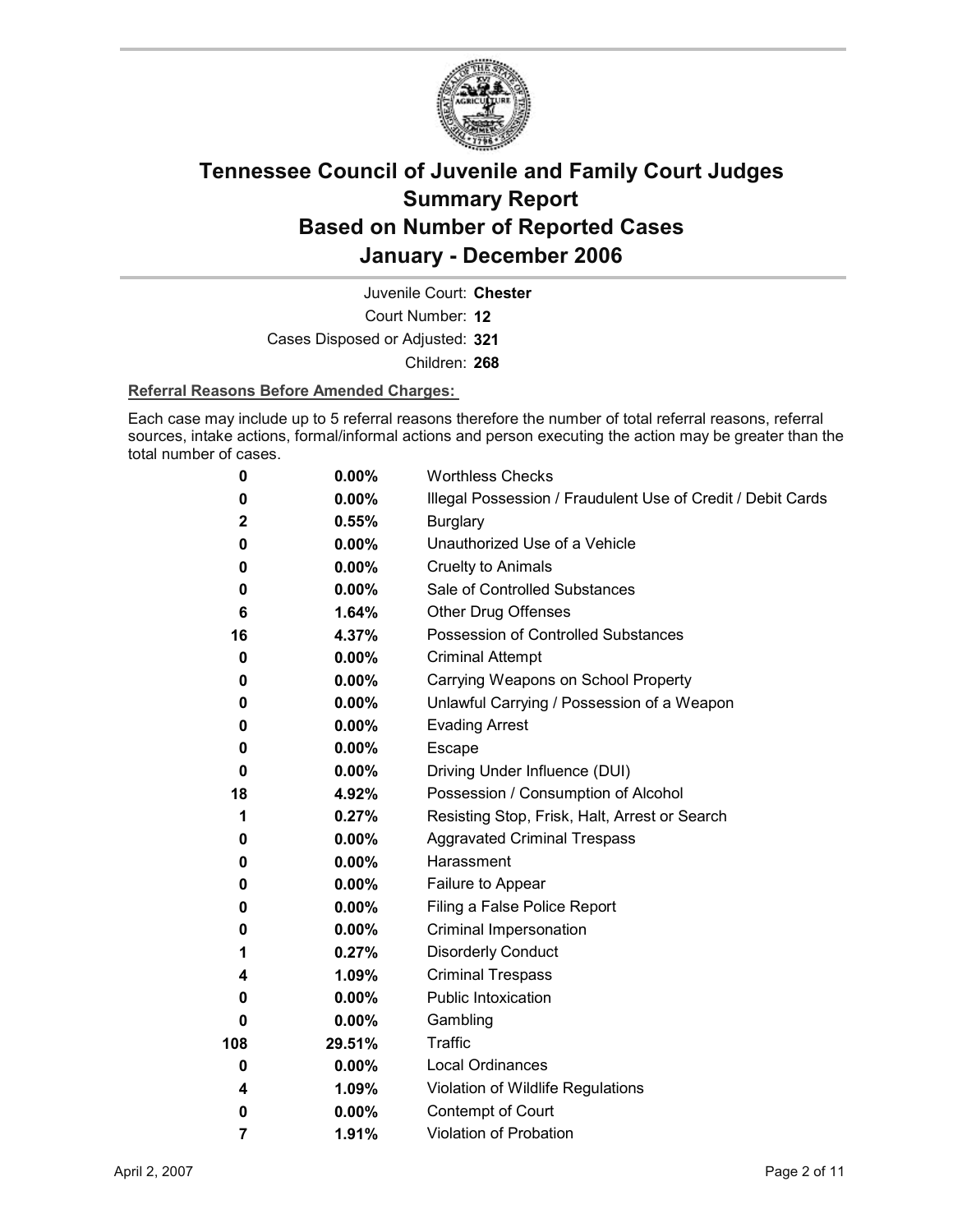# Tennessee Council of Juvenile and Family Court Judges
# Summary Report
# Based on Number of Reported Cases
# January - December 2006

Juvenile Court: **Chester**

Court Number: **12**

Cases Disposed or Adjusted: **321**

Children: **268**

**Referral Reasons Before Amended Charges:**

Each case may include up to 5 referral reasons therefore the number of total referral reasons, referral sources, intake actions, formal/informal actions and person executing the action may be greater than the total number of cases.

| Count | Percent | Referral Reason |
|---|---|---|
| 0 | 0.00% | Worthless Checks |
| 0 | 0.00% | Illegal Possession / Fraudulent Use of Credit / Debit Cards |
| 2 | 0.55% | Burglary |
| 0 | 0.00% | Unauthorized Use of a Vehicle |
| 0 | 0.00% | Cruelty to Animals |
| 0 | 0.00% | Sale of Controlled Substances |
| 6 | 1.64% | Other Drug Offenses |
| 16 | 4.37% | Possession of Controlled Substances |
| 0 | 0.00% | Criminal Attempt |
| 0 | 0.00% | Carrying Weapons on School Property |
| 0 | 0.00% | Unlawful Carrying / Possession of a Weapon |
| 0 | 0.00% | Evading Arrest |
| 0 | 0.00% | Escape |
| 0 | 0.00% | Driving Under Influence (DUI) |
| 18 | 4.92% | Possession / Consumption of Alcohol |
| 1 | 0.27% | Resisting Stop, Frisk, Halt, Arrest or Search |
| 0 | 0.00% | Aggravated Criminal Trespass |
| 0 | 0.00% | Harassment |
| 0 | 0.00% | Failure to Appear |
| 0 | 0.00% | Filing a False Police Report |
| 0 | 0.00% | Criminal Impersonation |
| 1 | 0.27% | Disorderly Conduct |
| 4 | 1.09% | Criminal Trespass |
| 0 | 0.00% | Public Intoxication |
| 0 | 0.00% | Gambling |
| 108 | 29.51% | Traffic |
| 0 | 0.00% | Local Ordinances |
| 4 | 1.09% | Violation of Wildlife Regulations |
| 0 | 0.00% | Contempt of Court |
| 7 | 1.91% | Violation of Probation |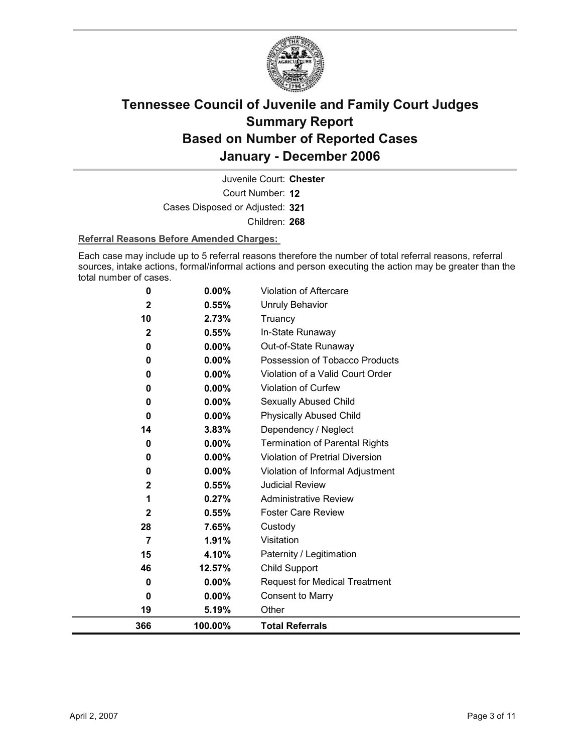# Tennessee Council of Juvenile and Family Court Judges Summary Report Based on Number of Reported Cases January - December 2006

Juvenile Court: **Chester**

Court Number: **12**

Cases Disposed or Adjusted: **321**

Children: **268**

**Referral Reasons Before Amended Charges:**

Each case may include up to 5 referral reasons therefore the number of total referral reasons, referral sources, intake actions, formal/informal actions and person executing the action may be greater than the total number of cases.

| | | |
|---|---|---|
| 0 | 0.00% | Violation of Aftercare |
| 2 | 0.55% | Unruly Behavior |
| 10 | 2.73% | Truancy |
| 2 | 0.55% | In-State Runaway |
| 0 | 0.00% | Out-of-State Runaway |
| 0 | 0.00% | Possession of Tobacco Products |
| 0 | 0.00% | Violation of a Valid Court Order |
| 0 | 0.00% | Violation of Curfew |
| 0 | 0.00% | Sexually Abused Child |
| 0 | 0.00% | Physically Abused Child |
| 14 | 3.83% | Dependency / Neglect |
| 0 | 0.00% | Termination of Parental Rights |
| 0 | 0.00% | Violation of Pretrial Diversion |
| 0 | 0.00% | Violation of Informal Adjustment |
| 2 | 0.55% | Judicial Review |
| 1 | 0.27% | Administrative Review |
| 2 | 0.55% | Foster Care Review |
| 28 | 7.65% | Custody |
| 7 | 1.91% | Visitation |
| 15 | 4.10% | Paternity / Legitimation |
| 46 | 12.57% | Child Support |
| 0 | 0.00% | Request for Medical Treatment |
| 0 | 0.00% | Consent to Marry |
| 19 | 5.19% | Other |
| **366** | **100.00%** | **Total Referrals** |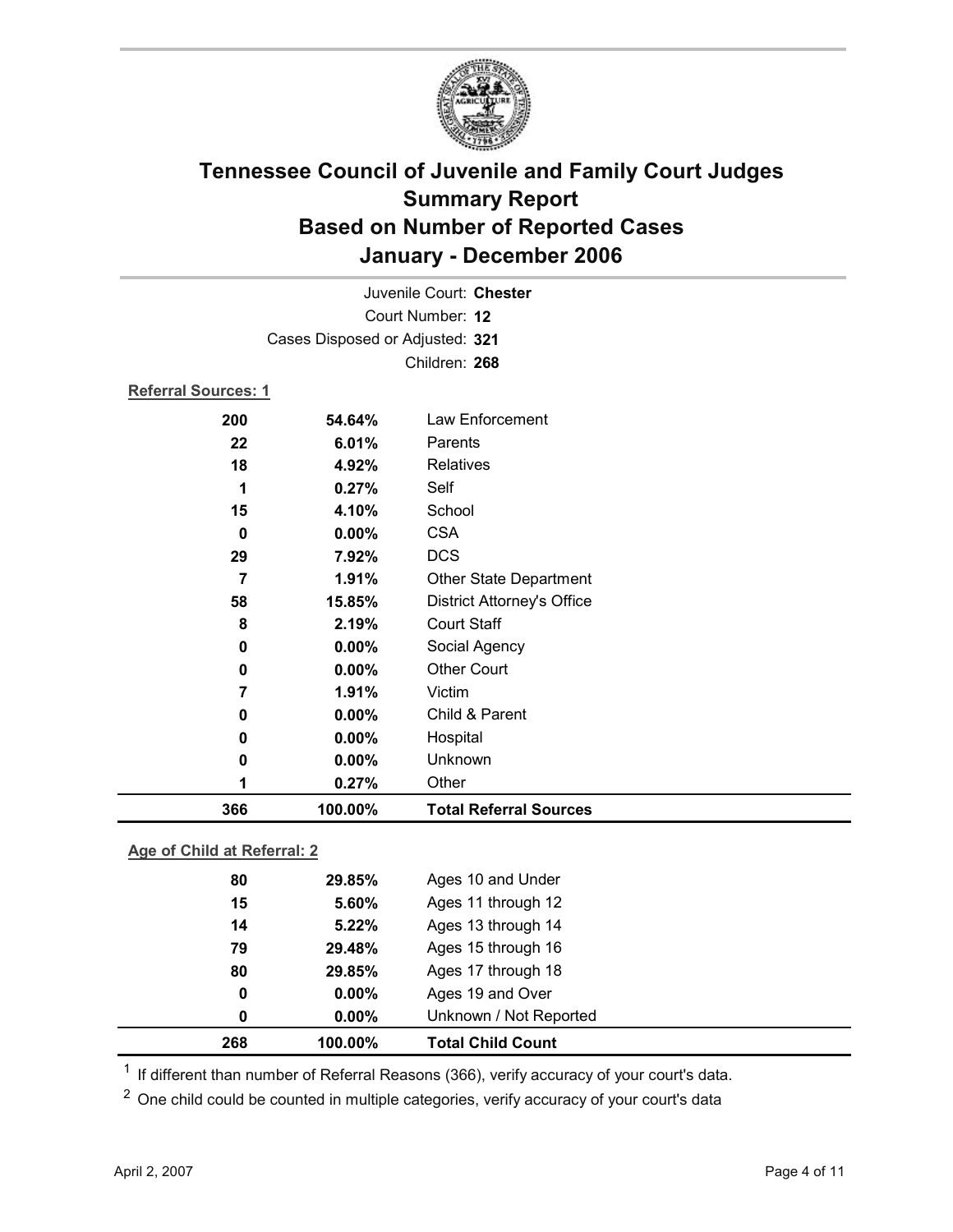# Tennessee Council of Juvenile and Family Court Judges
## Summary Report
## Based on Number of Reported Cases
## January - December 2006

Juvenile Court: **Chester**
Court Number: **12**
Cases Disposed or Adjusted: **321**
Children: **268**

**Referral Sources: 1**

| | | |
|---|---|---|
| 200 | 54.64% | Law Enforcement |
| 22 | 6.01% | Parents |
| 18 | 4.92% | Relatives |
| 1 | 0.27% | Self |
| 15 | 4.10% | School |
| 0 | 0.00% | CSA |
| 29 | 7.92% | DCS |
| 7 | 1.91% | Other State Department |
| 58 | 15.85% | District Attorney's Office |
| 8 | 2.19% | Court Staff |
| 0 | 0.00% | Social Agency |
| 0 | 0.00% | Other Court |
| 7 | 1.91% | Victim |
| 0 | 0.00% | Child & Parent |
| 0 | 0.00% | Hospital |
| 0 | 0.00% | Unknown |
| 1 | 0.27% | Other |
| **366** | **100.00%** | **Total Referral Sources** |

**Age of Child at Referral: 2**

| | | |
|---|---|---|
| 80 | 29.85% | Ages 10 and Under |
| 15 | 5.60% | Ages 11 through 12 |
| 14 | 5.22% | Ages 13 through 14 |
| 79 | 29.48% | Ages 15 through 16 |
| 80 | 29.85% | Ages 17 through 18 |
| 0 | 0.00% | Ages 19 and Over |
| 0 | 0.00% | Unknown / Not Reported |
| **268** | **100.00%** | **Total Child Count** |

[1] If different than number of Referral Reasons (366), verify accuracy of your court's data.

[2] One child could be counted in multiple categories, verify accuracy of your court's data

April 2, 2007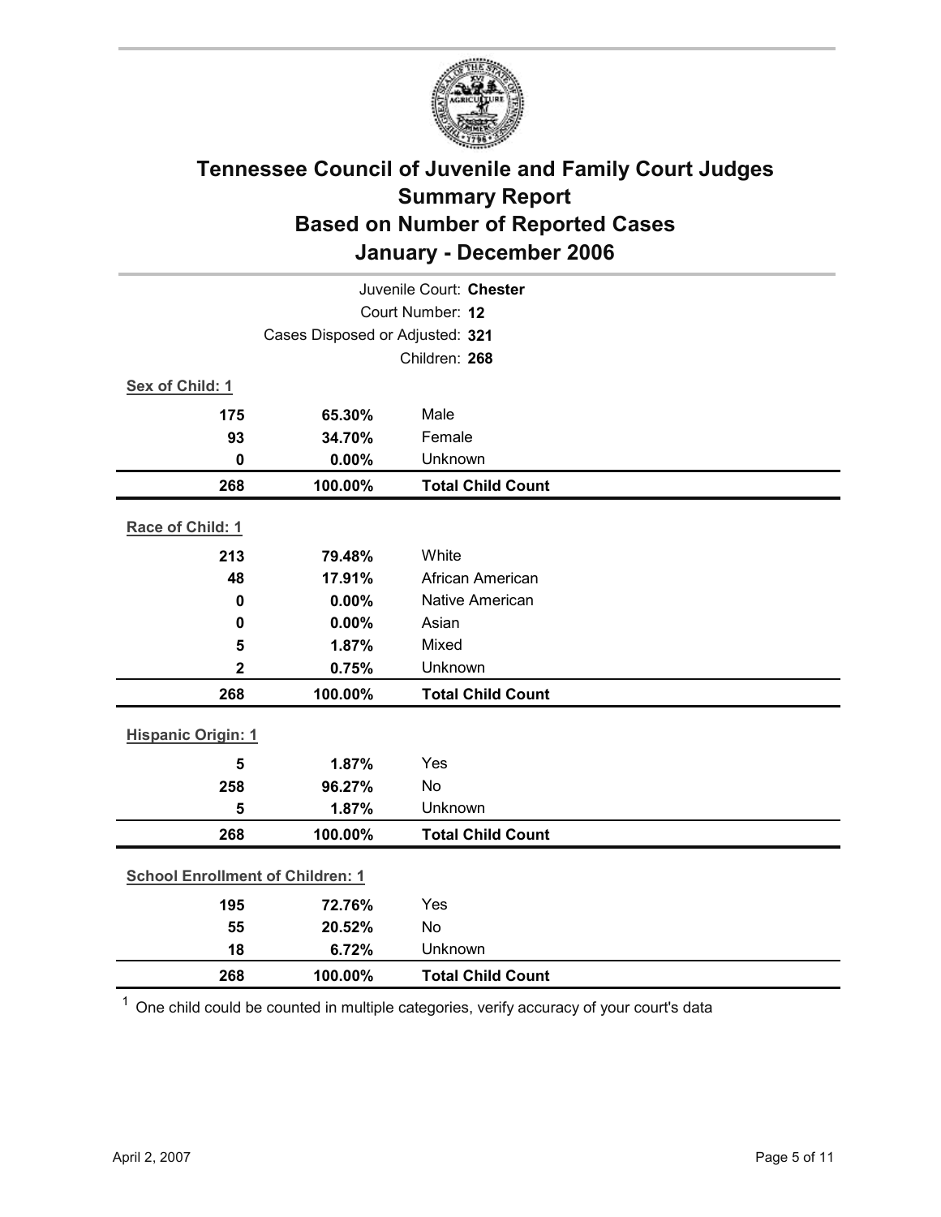# Tennessee Council of Juvenile and Family Court Judges
## Summary Report
## Based on Number of Reported Cases
## January - December 2006

Juvenile Court: **Chester**
Court Number: **12**
Cases Disposed or Adjusted: **321**
Children: **268**

**Sex of Child: 1**

| | | |
|---|---|---|
| 175 | 65.30% | Male |
| 93 | 34.70% | Female |
| 0 | 0.00% | Unknown |
| **268** | **100.00%** | **Total Child Count** |

**Race of Child: 1**

| | | |
|---|---|---|
| 213 | 79.48% | White |
| 48 | 17.91% | African American |
| 0 | 0.00% | Native American |
| 0 | 0.00% | Asian |
| 5 | 1.87% | Mixed |
| 2 | 0.75% | Unknown |
| **268** | **100.00%** | **Total Child Count** |

**Hispanic Origin: 1**

| | | |
|---|---|---|
| 5 | 1.87% | Yes |
| 258 | 96.27% | No |
| 5 | 1.87% | Unknown |
| **268** | **100.00%** | **Total Child Count** |

**School Enrollment of Children: 1**

| | | |
|---|---|---|
| 195 | 72.76% | Yes |
| 55 | 20.52% | No |
| 18 | 6.72% | Unknown |
| **268** | **100.00%** | **Total Child Count** |

[1] One child could be counted in multiple categories, verify accuracy of your court's data

April 2, 2007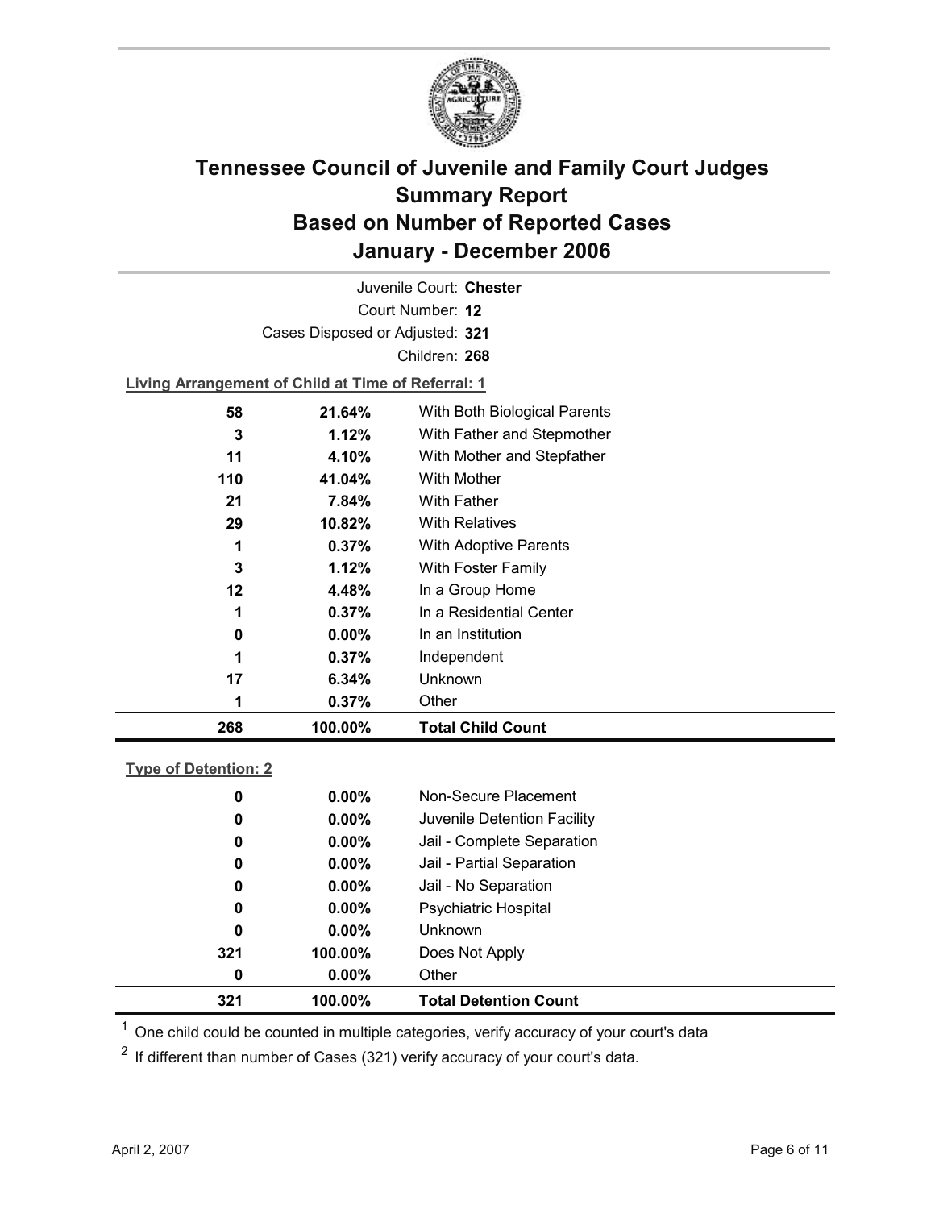# Tennessee Council of Juvenile and Family Court Judges
## Summary Report
## Based on Number of Reported Cases
## January - December 2006

Juvenile Court: **Chester**

Court Number: **12**

Cases Disposed or Adjusted: **321**

Children: **268**

**Living Arrangement of Child at Time of Referral: 1**

| Count | Percent | Category |
|---|---|---|
| 58 | 21.64% | With Both Biological Parents |
| 3 | 1.12% | With Father and Stepmother |
| 11 | 4.10% | With Mother and Stepfather |
| 110 | 41.04% | With Mother |
| 21 | 7.84% | With Father |
| 29 | 10.82% | With Relatives |
| 1 | 0.37% | With Adoptive Parents |
| 3 | 1.12% | With Foster Family |
| 12 | 4.48% | In a Group Home |
| 1 | 0.37% | In a Residential Center |
| 0 | 0.00% | In an Institution |
| 1 | 0.37% | Independent |
| 17 | 6.34% | Unknown |
| 1 | 0.37% | Other |
| **268** | **100.00%** | **Total Child Count** |

**Type of Detention: 2**

| Count | Percent | Category |
|---|---|---|
| 0 | 0.00% | Non-Secure Placement |
| 0 | 0.00% | Juvenile Detention Facility |
| 0 | 0.00% | Jail - Complete Separation |
| 0 | 0.00% | Jail - Partial Separation |
| 0 | 0.00% | Jail - No Separation |
| 0 | 0.00% | Psychiatric Hospital |
| 0 | 0.00% | Unknown |
| 321 | 100.00% | Does Not Apply |
| 0 | 0.00% | Other |
| **321** | **100.00%** | **Total Detention Count** |

[1] One child could be counted in multiple categories, verify accuracy of your court's data

[2] If different than number of Cases (321) verify accuracy of your court's data.

April 2, 2007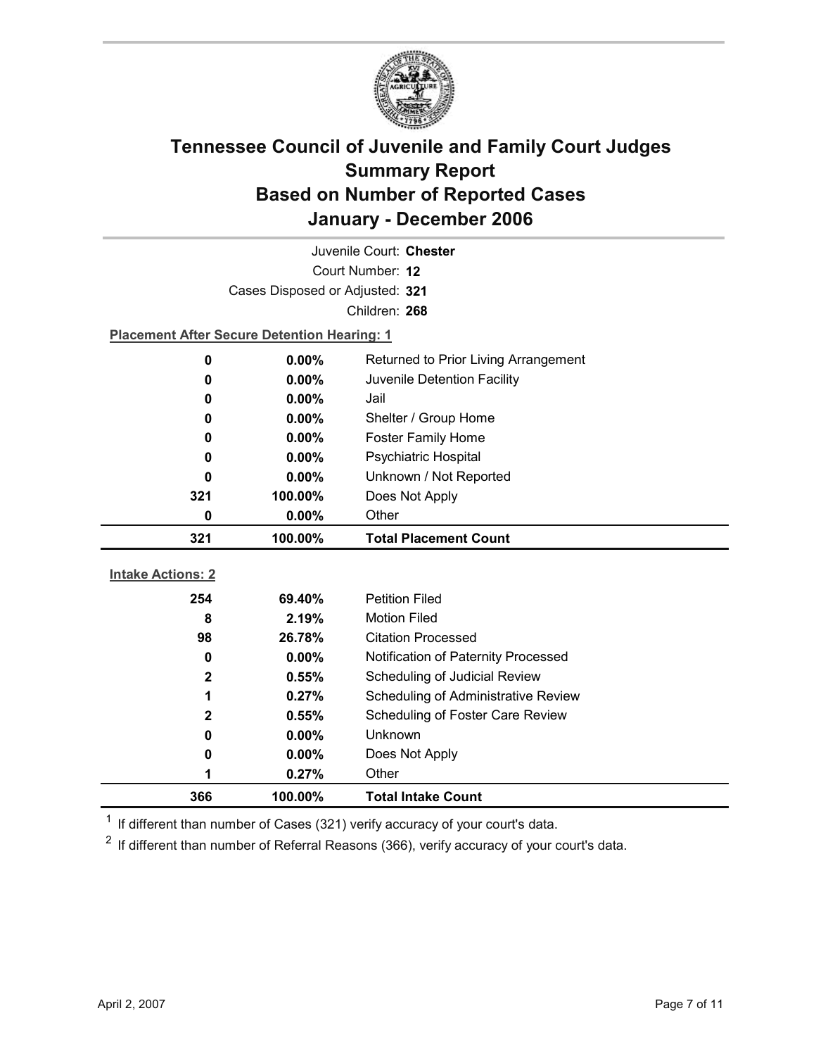# Tennessee Council of Juvenile and Family Court Judges
## Summary Report
## Based on Number of Reported Cases
## January - December 2006

Juvenile Court: **Chester**

Court Number: **12**

Cases Disposed or Adjusted: **321**

Children: **268**

**Placement After Secure Detention Hearing: 1**

| Count | Percent | Placement |
|---|---|---|
| 0 | 0.00% | Returned to Prior Living Arrangement |
| 0 | 0.00% | Juvenile Detention Facility |
| 0 | 0.00% | Jail |
| 0 | 0.00% | Shelter / Group Home |
| 0 | 0.00% | Foster Family Home |
| 0 | 0.00% | Psychiatric Hospital |
| 0 | 0.00% | Unknown / Not Reported |
| 321 | 100.00% | Does Not Apply |
| 0 | 0.00% | Other |
| **321** | **100.00%** | **Total Placement Count** |

**Intake Actions: 2**

| Count | Percent | Intake Action |
|---|---|---|
| 254 | 69.40% | Petition Filed |
| 8 | 2.19% | Motion Filed |
| 98 | 26.78% | Citation Processed |
| 0 | 0.00% | Notification of Paternity Processed |
| 2 | 0.55% | Scheduling of Judicial Review |
| 1 | 0.27% | Scheduling of Administrative Review |
| 2 | 0.55% | Scheduling of Foster Care Review |
| 0 | 0.00% | Unknown |
| 0 | 0.00% | Does Not Apply |
| 1 | 0.27% | Other |
| **366** | **100.00%** | **Total Intake Count** |

[1] If different than number of Cases (321) verify accuracy of your court's data.

[2] If different than number of Referral Reasons (366), verify accuracy of your court's data.

April 2, 2007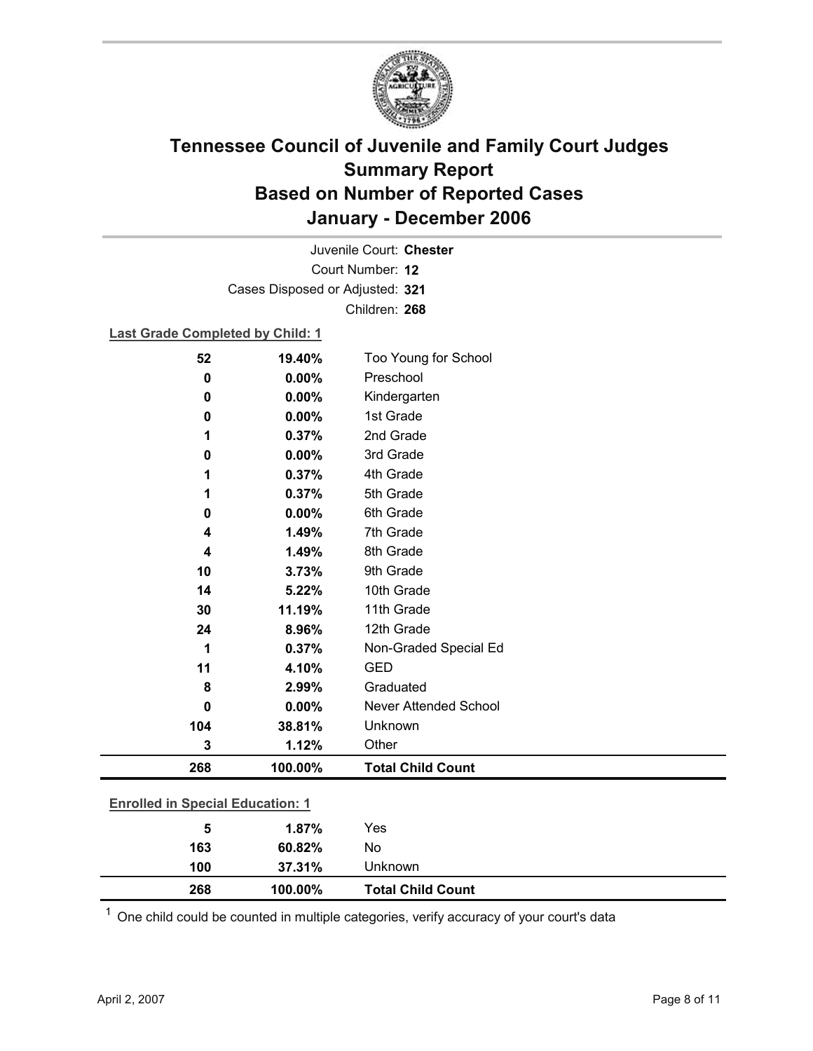# Tennessee Council of Juvenile and Family Court Judges
## Summary Report
## Based on Number of Reported Cases
## January - December 2006

Juvenile Court: **Chester**

Court Number: **12**

Cases Disposed or Adjusted: **321**

Children: **268**

**Last Grade Completed by Child: 1**

| | | |
|---|---|---|
| 52 | 19.40% | Too Young for School |
| 0 | 0.00% | Preschool |
| 0 | 0.00% | Kindergarten |
| 0 | 0.00% | 1st Grade |
| 1 | 0.37% | 2nd Grade |
| 0 | 0.00% | 3rd Grade |
| 1 | 0.37% | 4th Grade |
| 1 | 0.37% | 5th Grade |
| 0 | 0.00% | 6th Grade |
| 4 | 1.49% | 7th Grade |
| 4 | 1.49% | 8th Grade |
| 10 | 3.73% | 9th Grade |
| 14 | 5.22% | 10th Grade |
| 30 | 11.19% | 11th Grade |
| 24 | 8.96% | 12th Grade |
| 1 | 0.37% | Non-Graded Special Ed |
| 11 | 4.10% | GED |
| 8 | 2.99% | Graduated |
| 0 | 0.00% | Never Attended School |
| 104 | 38.81% | Unknown |
| 3 | 1.12% | Other |
| **268** | **100.00%** | **Total Child Count** |

**Enrolled in Special Education: 1**

| | | |
|---|---|---|
| 5 | 1.87% | Yes |
| 163 | 60.82% | No |
| 100 | 37.31% | Unknown |
| **268** | **100.00%** | **Total Child Count** |

[1] One child could be counted in multiple categories, verify accuracy of your court's data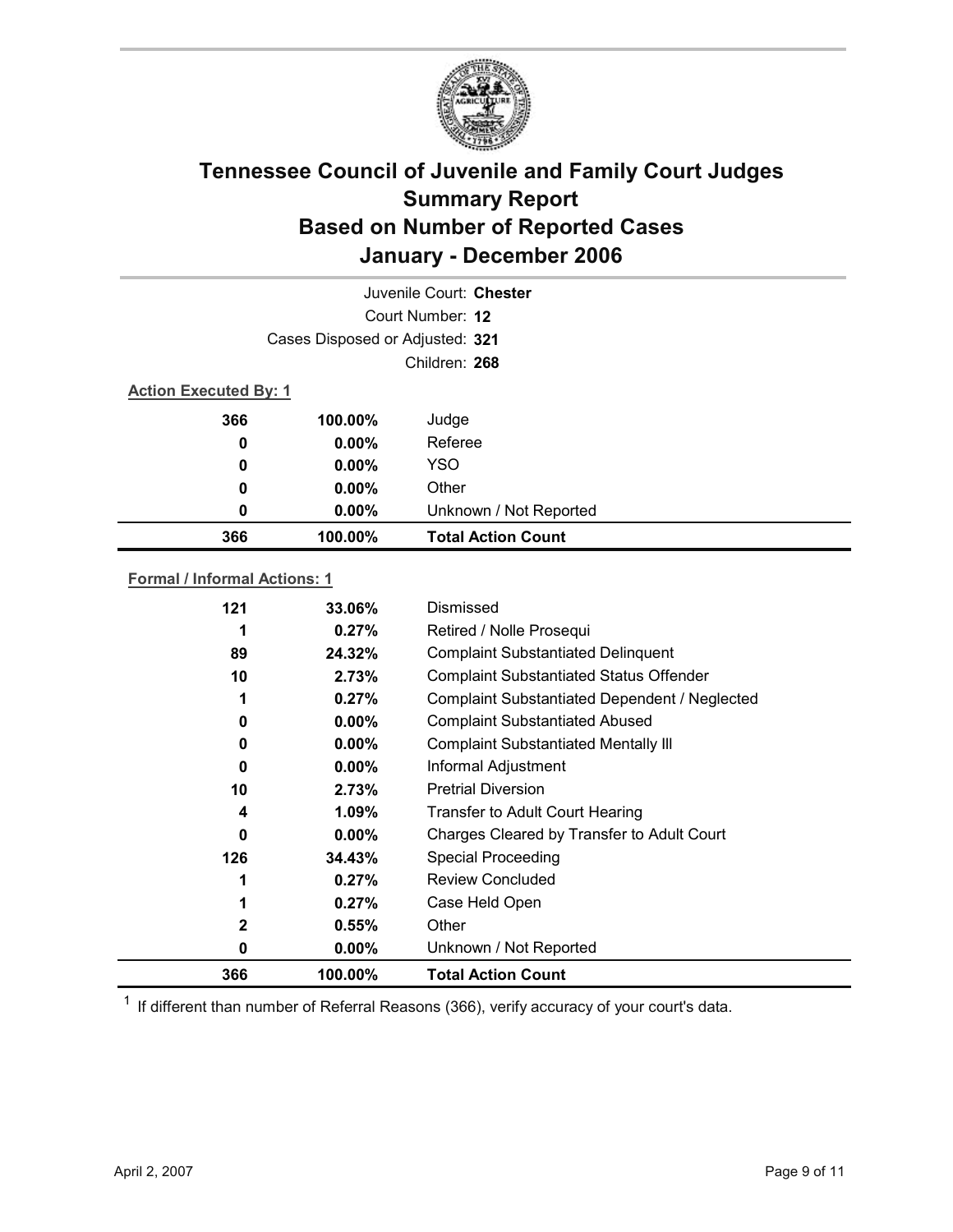# Tennessee Council of Juvenile and Family Court Judges
# Summary Report
# Based on Number of Reported Cases
# January - December 2006

Juvenile Court: **Chester**
Court Number: **12**
Cases Disposed or Adjusted: **321**
Children: **268**

**Action Executed By: 1**

| | | |
|---|---|---|
| 366 | 100.00% | Judge |
| 0 | 0.00% | Referee |
| 0 | 0.00% | YSO |
| 0 | 0.00% | Other |
| 0 | 0.00% | Unknown / Not Reported |
| **366** | **100.00%** | **Total Action Count** |

**Formal / Informal Actions: 1**

| | | |
|---|---|---|
| 121 | 33.06% | Dismissed |
| 1 | 0.27% | Retired / Nolle Prosequi |
| 89 | 24.32% | Complaint Substantiated Delinquent |
| 10 | 2.73% | Complaint Substantiated Status Offender |
| 1 | 0.27% | Complaint Substantiated Dependent / Neglected |
| 0 | 0.00% | Complaint Substantiated Abused |
| 0 | 0.00% | Complaint Substantiated Mentally Ill |
| 0 | 0.00% | Informal Adjustment |
| 10 | 2.73% | Pretrial Diversion |
| 4 | 1.09% | Transfer to Adult Court Hearing |
| 0 | 0.00% | Charges Cleared by Transfer to Adult Court |
| 126 | 34.43% | Special Proceeding |
| 1 | 0.27% | Review Concluded |
| 1 | 0.27% | Case Held Open |
| 2 | 0.55% | Other |
| 0 | 0.00% | Unknown / Not Reported |
| **366** | **100.00%** | **Total Action Count** |

[1] If different than number of Referral Reasons (366), verify accuracy of your court's data.

April 2, 2007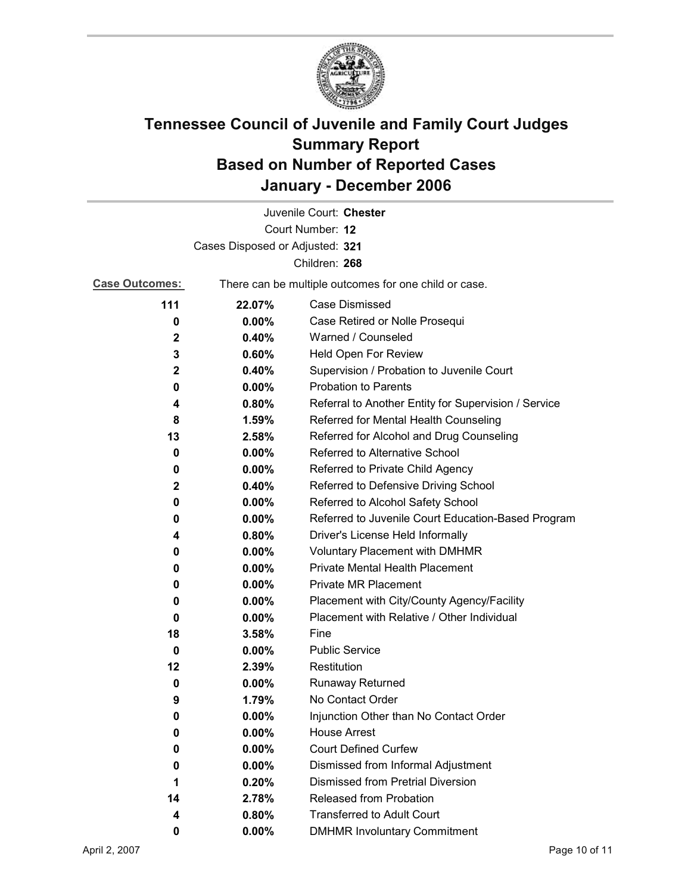# Tennessee Council of Juvenile and Family Court Judges
## Summary Report
## Based on Number of Reported Cases
## January - December 2006

Juvenile Court: **Chester**

Court Number: **12**

Cases Disposed or Adjusted: **321**

Children: **268**

**Case Outcomes:** There can be multiple outcomes for one child or case.

| Count | Percent | Outcome |
|---|---|---|
| 111 | 22.07% | Case Dismissed |
| 0 | 0.00% | Case Retired or Nolle Prosequi |
| 2 | 0.40% | Warned / Counseled |
| 3 | 0.60% | Held Open For Review |
| 2 | 0.40% | Supervision / Probation to Juvenile Court |
| 0 | 0.00% | Probation to Parents |
| 4 | 0.80% | Referral to Another Entity for Supervision / Service |
| 8 | 1.59% | Referred for Mental Health Counseling |
| 13 | 2.58% | Referred for Alcohol and Drug Counseling |
| 0 | 0.00% | Referred to Alternative School |
| 0 | 0.00% | Referred to Private Child Agency |
| 2 | 0.40% | Referred to Defensive Driving School |
| 0 | 0.00% | Referred to Alcohol Safety School |
| 0 | 0.00% | Referred to Juvenile Court Education-Based Program |
| 4 | 0.80% | Driver's License Held Informally |
| 0 | 0.00% | Voluntary Placement with DMHMR |
| 0 | 0.00% | Private Mental Health Placement |
| 0 | 0.00% | Private MR Placement |
| 0 | 0.00% | Placement with City/County Agency/Facility |
| 0 | 0.00% | Placement with Relative / Other Individual |
| 18 | 3.58% | Fine |
| 0 | 0.00% | Public Service |
| 12 | 2.39% | Restitution |
| 0 | 0.00% | Runaway Returned |
| 9 | 1.79% | No Contact Order |
| 0 | 0.00% | Injunction Other than No Contact Order |
| 0 | 0.00% | House Arrest |
| 0 | 0.00% | Court Defined Curfew |
| 0 | 0.00% | Dismissed from Informal Adjustment |
| 1 | 0.20% | Dismissed from Pretrial Diversion |
| 14 | 2.78% | Released from Probation |
| 4 | 0.80% | Transferred to Adult Court |
| 0 | 0.00% | DMHMR Involuntary Commitment |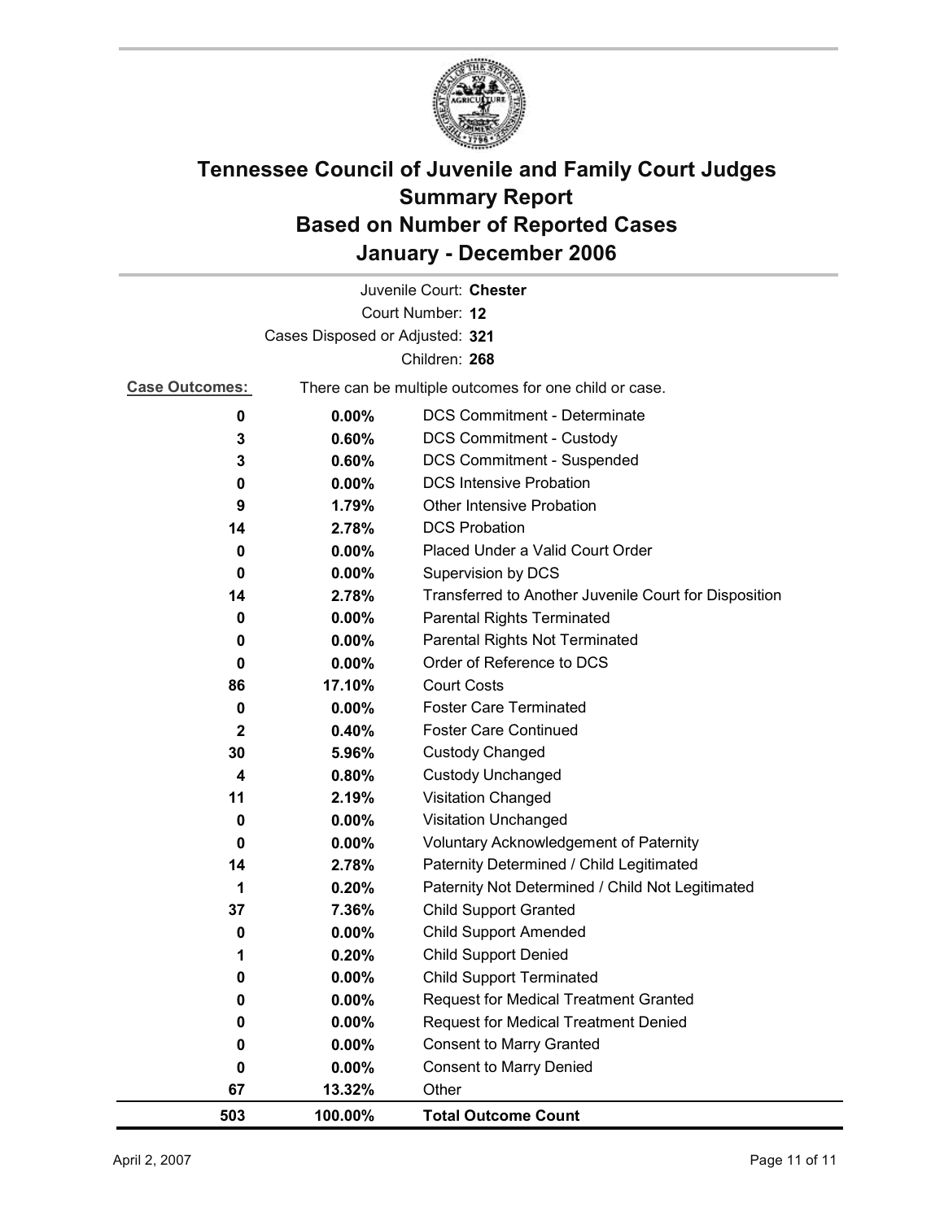# Tennessee Council of Juvenile and Family Court Judges
# Summary Report
# Based on Number of Reported Cases
# January - December 2006

Juvenile Court: **Chester**
Court Number: **12**
Cases Disposed or Adjusted: **321**
Children: **268**

**Case Outcomes:** There can be multiple outcomes for one child or case.

| | | |
|---|---|---|
| **0** | **0.00%** | DCS Commitment - Determinate |
| **3** | **0.60%** | DCS Commitment - Custody |
| **3** | **0.60%** | DCS Commitment - Suspended |
| **0** | **0.00%** | DCS Intensive Probation |
| **9** | **1.79%** | Other Intensive Probation |
| **14** | **2.78%** | DCS Probation |
| **0** | **0.00%** | Placed Under a Valid Court Order |
| **0** | **0.00%** | Supervision by DCS |
| **14** | **2.78%** | Transferred to Another Juvenile Court for Disposition |
| **0** | **0.00%** | Parental Rights Terminated |
| **0** | **0.00%** | Parental Rights Not Terminated |
| **0** | **0.00%** | Order of Reference to DCS |
| **86** | **17.10%** | Court Costs |
| **0** | **0.00%** | Foster Care Terminated |
| **2** | **0.40%** | Foster Care Continued |
| **30** | **5.96%** | Custody Changed |
| **4** | **0.80%** | Custody Unchanged |
| **11** | **2.19%** | Visitation Changed |
| **0** | **0.00%** | Visitation Unchanged |
| **0** | **0.00%** | Voluntary Acknowledgement of Paternity |
| **14** | **2.78%** | Paternity Determined / Child Legitimated |
| **1** | **0.20%** | Paternity Not Determined / Child Not Legitimated |
| **37** | **7.36%** | Child Support Granted |
| **0** | **0.00%** | Child Support Amended |
| **1** | **0.20%** | Child Support Denied |
| **0** | **0.00%** | Child Support Terminated |
| **0** | **0.00%** | Request for Medical Treatment Granted |
| **0** | **0.00%** | Request for Medical Treatment Denied |
| **0** | **0.00%** | Consent to Marry Granted |
| **0** | **0.00%** | Consent to Marry Denied |
| **67** | **13.32%** | Other |
| **503** | **100.00%** | **Total Outcome Count** |

April 2, 2007